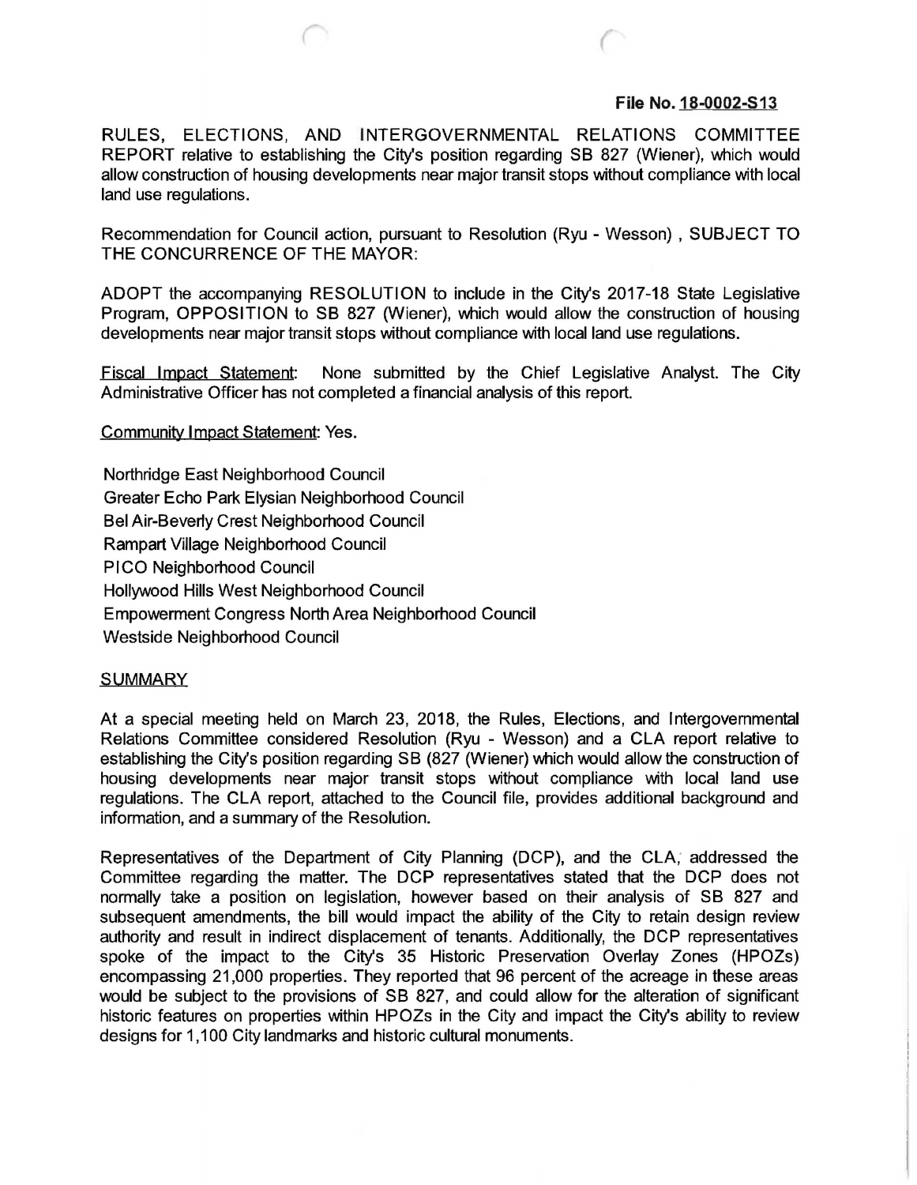**File No. 18-0002-S13**

RULES, ELECTIONS, AND INTERGOVERNMENTAL RELATIONS COMMITTEE REPORT relative to establishing the City's position regarding SB 827 (Wiener), which would allow construction of housing developments near major transit stops without compliance with local land use regulations.

Recommendation for Council action, pursuant to Resolution (Ryu - Wesson) , SUBJECT TO THE CONCURRENCE OF THE MAYOR:

ADOPT the accompanying RESOLUTION to include in the City's 2017-18 State Legislative Program, OPPOSITION to SB 827 (Wiener), which would allow the construction of housing developments near major transit stops without compliance with local land use regulations.

Fiscal Impact Statement: None submitted by the Chief Legislative Analyst. The City Administrative Officer has not completed a financial analysis of this report.

Community Impact Statement: Yes.

Northridge East Neighborhood Council
Greater Echo Park Elysian Neighborhood Council
Bel Air-Beverly Crest Neighborhood Council
Rampart Village Neighborhood Council
PICO Neighborhood Council
Hollywood Hills West Neighborhood Council
Empowerment Congress North Area Neighborhood Council
Westside Neighborhood Council

SUMMARY

At a special meeting held on March 23, 2018, the Rules, Elections, and Intergovernmental Relations Committee considered Resolution (Ryu - Wesson) and a CLA report relative to establishing the City's position regarding SB (827 (Wiener) which would allow the construction of housing developments near major transit stops without compliance with local land use regulations. The CLA report, attached to the Council file, provides additional background and information, and a summary of the Resolution.

Representatives of the Department of City Planning (DCP), and the CLA, addressed the Committee regarding the matter. The DCP representatives stated that the DCP does not normally take a position on legislation, however based on their analysis of SB 827 and subsequent amendments, the bill would impact the ability of the City to retain design review authority and result in indirect displacement of tenants. Additionally, the DCP representatives spoke of the impact to the City's 35 Historic Preservation Overlay Zones (HPOZs) encompassing 21,000 properties. They reported that 96 percent of the acreage in these areas would be subject to the provisions of SB 827, and could allow for the alteration of significant historic features on properties within HPOZs in the City and impact the City's ability to review designs for 1,100 City landmarks and historic cultural monuments.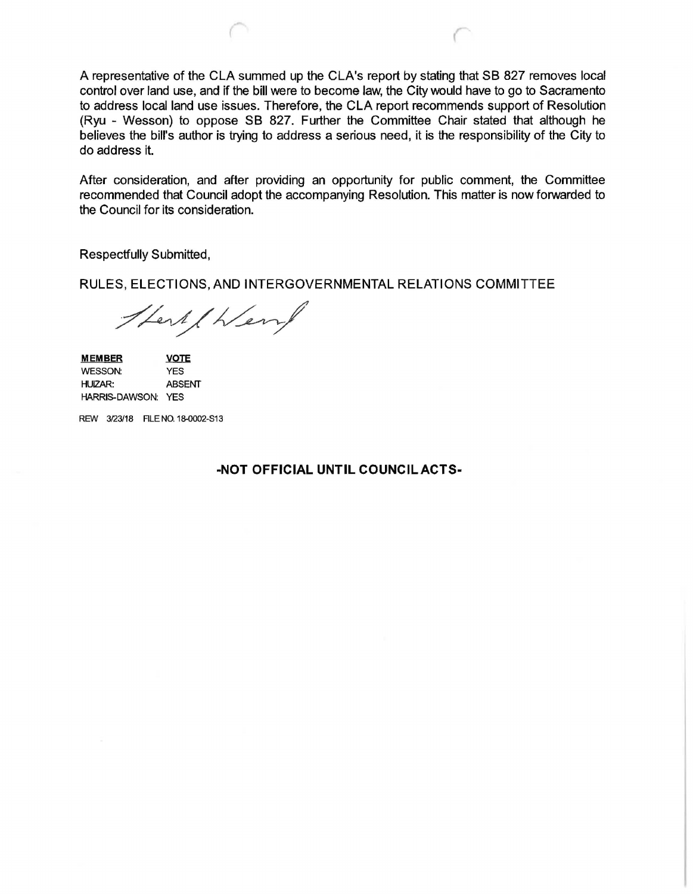A representative of the CLA summed up the CLA's report by stating that SB 827 removes local control over land use, and if the bill were to become law, the City would have to go to Sacramento to address local land use issues. Therefore, the CLA report recommends support of Resolution (Ryu - Wesson) to oppose SB 827. Further the Committee Chair stated that although he believes the bill's author is trying to address a serious need, it is the responsibility of the City to do address it.

After consideration, and after providing an opportunity for public comment, the Committee recommended that Council adopt the accompanying Resolution. This matter is now forwarded to the Council for its consideration.

Respectfully Submitted,

RULES, ELECTIONS, AND INTERGOVERNMENTAL RELATIONS COMMITTEE

| **MEMBER** | **VOTE** |
|---|---|
| WESSON: | YES |
| HUIZAR: | ABSENT |
| HARRIS-DAWSON: | YES |

REW 3/23/18 FILE NO. 18-0002-S13

**-NOT OFFICIAL UNTIL COUNCIL ACTS-**